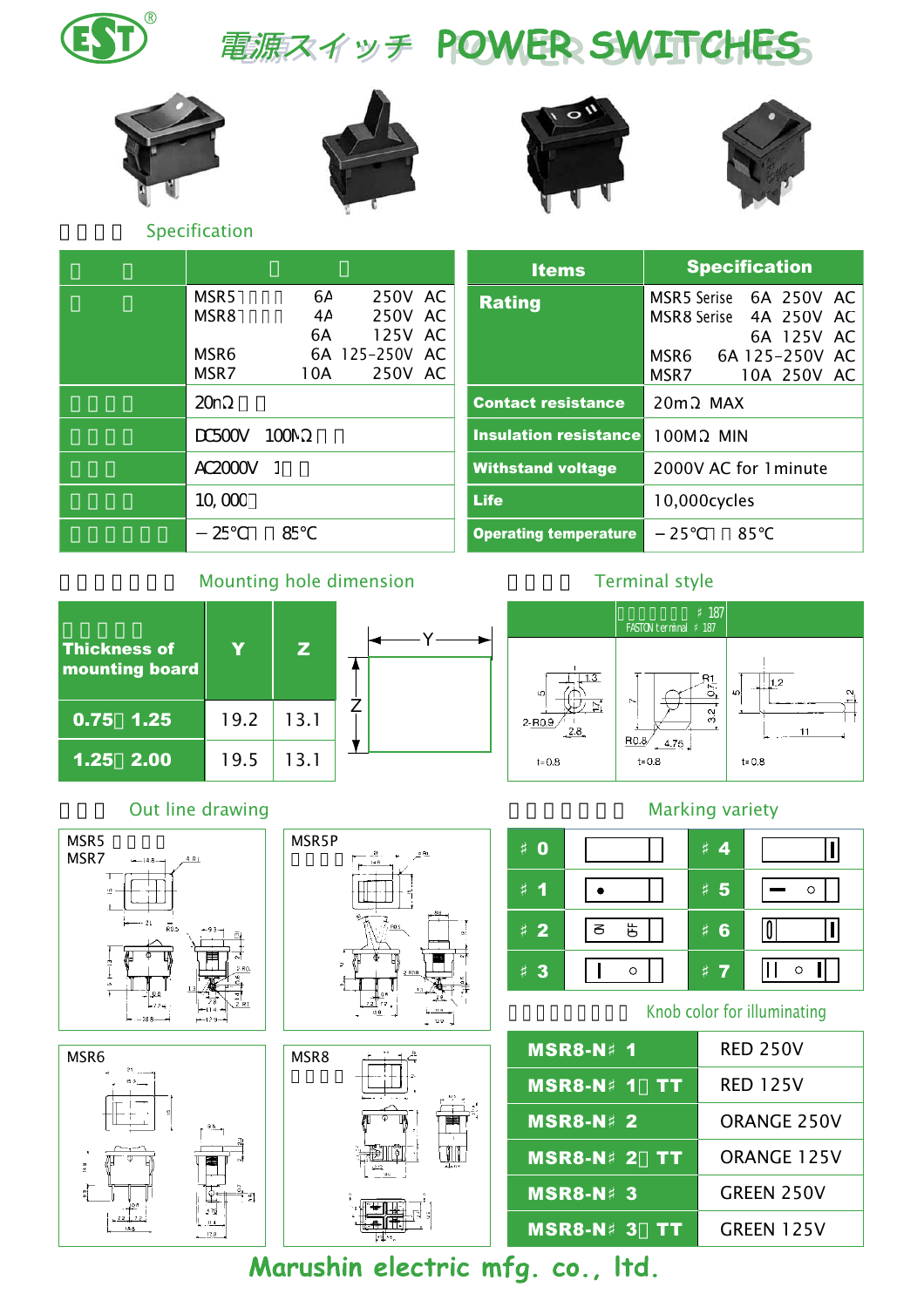# 電源スイッチ POWER SWITCHES

## Specification

| Items | Specification |
|---|---|
| Rating | MSR5 Serise 6A 250V AC<br>MSR8 Serise 4A 250V AC<br>6A 125V AC<br>MSR6 6A 125-250V AC<br>MSR7 10A 250V AC |
| Contact resistance | 20mΩ MAX |
| Insulation resistance | 100MΩ MIN |
| Withstand voltage | 2000V AC for 1minute |
| Life | 10,000cycles |
| Operating temperature | −25℃～85℃ |

## Mounting hole dimension

| Thickness of mounting board | Y | Z |
|---|---|---|
| 0.75～1.25 | 19.2 | 13.1 |
| 1.25～2.00 | 19.5 | 13.1 |

## Terminal style

FASTON terminal ♯187

## Out line drawing

MSR5, MSR7, MSR5P, MSR6, MSR8

## Marking variety

| ♯0 | ♯4 |
|---|---|
| ♯1 | ♯5 |
| ♯2 | ♯6 |
| ♯3 | ♯7 |

## Knob color for illuminating

| | |
|---|---|
| MSR8-N♯ 1 | RED 250V |
| MSR8-N♯ 1－TT | RED 125V |
| MSR8-N♯ 2 | ORANGE 250V |
| MSR8-N♯ 2－TT | ORANGE 125V |
| MSR8-N♯ 3 | GREEN 250V |
| MSR8-N♯ 3－TT | GREEN 125V |

Marushin electric mfg. co., ltd.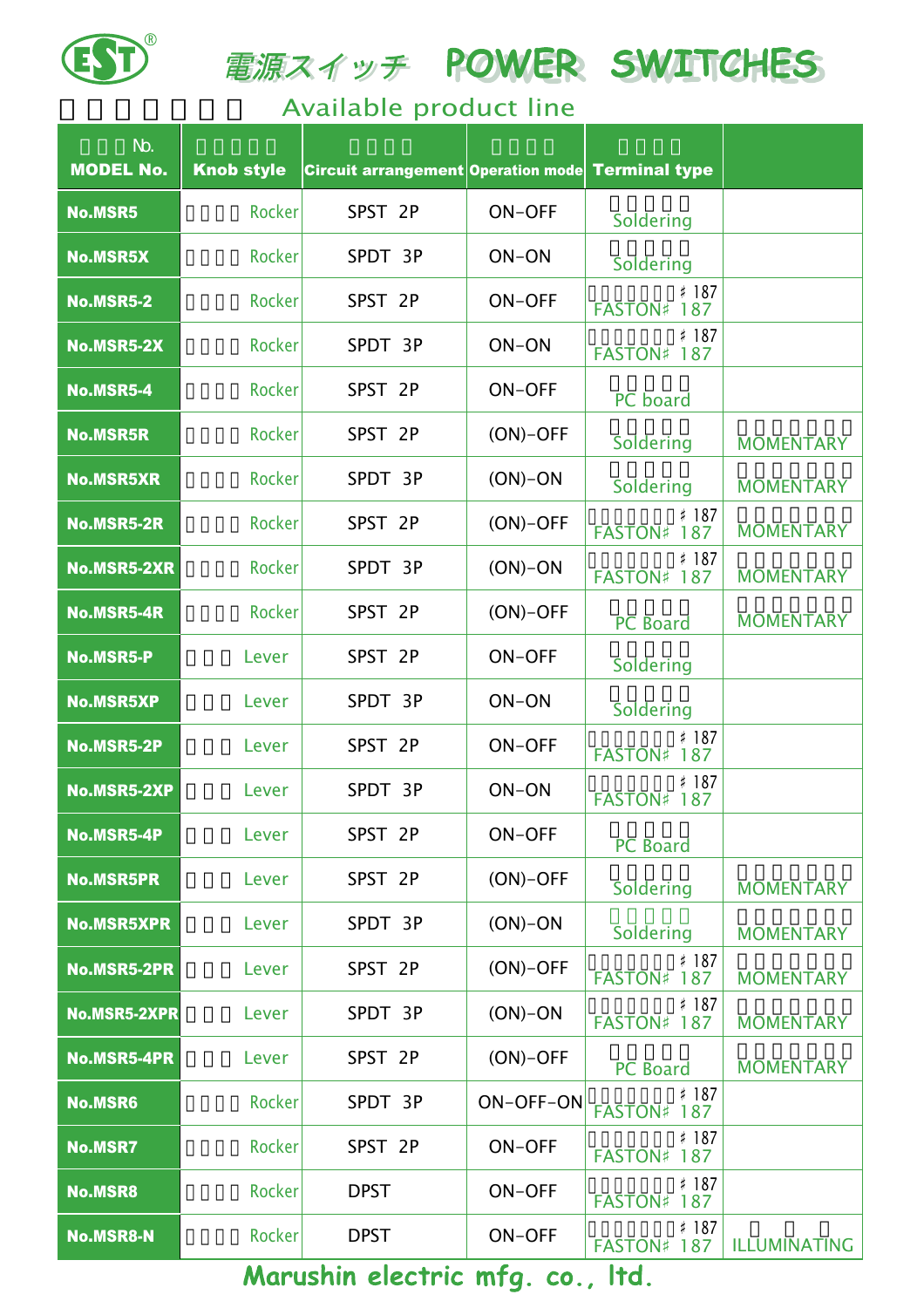# 電源スイッチ POWER SWITCHES

## Available product line

| No. MODEL No. | Knob style | Circuit arrangement | Operation mode | Terminal type | |
|---|---|---|---|---|---|
| No.MSR5 | Rocker | SPST 2P | ON-OFF | Soldering | |
| No.MSR5X | Rocker | SPDT 3P | ON-ON | Soldering | |
| No.MSR5-2 | Rocker | SPST 2P | ON-OFF | ♯187 FASTON♯ 187 | |
| No.MSR5-2X | Rocker | SPDT 3P | ON-ON | ♯187 FASTON♯ 187 | |
| No.MSR5-4 | Rocker | SPST 2P | ON-OFF | PC board | |
| No.MSR5R | Rocker | SPST 2P | (ON)-OFF | Soldering | MOMENTARY |
| No.MSR5XR | Rocker | SPDT 3P | (ON)-ON | Soldering | MOMENTARY |
| No.MSR5-2R | Rocker | SPST 2P | (ON)-OFF | ♯187 FASTON♯ 187 | MOMENTARY |
| No.MSR5-2XR | Rocker | SPDT 3P | (ON)-ON | ♯187 FASTON♯ 187 | MOMENTARY |
| No.MSR5-4R | Rocker | SPST 2P | (ON)-OFF | PC Board | MOMENTARY |
| No.MSR5-P | Lever | SPST 2P | ON-OFF | Soldering | |
| No.MSR5XP | Lever | SPDT 3P | ON-ON | Soldering | |
| No.MSR5-2P | Lever | SPST 2P | ON-OFF | ♯187 FASTON♯ 187 | |
| No.MSR5-2XP | Lever | SPDT 3P | ON-ON | ♯187 FASTON♯ 187 | |
| No.MSR5-4P | Lever | SPST 2P | ON-OFF | PC Board | |
| No.MSR5PR | Lever | SPST 2P | (ON)-OFF | Soldering | MOMENTARY |
| No.MSR5XPR | Lever | SPDT 3P | (ON)-ON | Soldering | MOMENTARY |
| No.MSR5-2PR | Lever | SPST 2P | (ON)-OFF | ♯187 FASTON♯ 187 | MOMENTARY |
| No.MSR5-2XPR | Lever | SPDT 3P | (ON)-ON | ♯187 FASTON♯ 187 | MOMENTARY |
| No.MSR5-4PR | Lever | SPST 2P | (ON)-OFF | PC Board | MOMENTARY |
| No.MSR6 | Rocker | SPDT 3P | ON-OFF-ON | ♯187 FASTON♯ 187 | |
| No.MSR7 | Rocker | SPST 2P | ON-OFF | ♯187 FASTON♯ 187 | |
| No.MSR8 | Rocker | DPST | ON-OFF | ♯187 FASTON♯ 187 | |
| No.MSR8-N | Rocker | DPST | ON-OFF | ♯187 FASTON♯ 187 | ILLUMINATING |

Marushin electric mfg. co., ltd.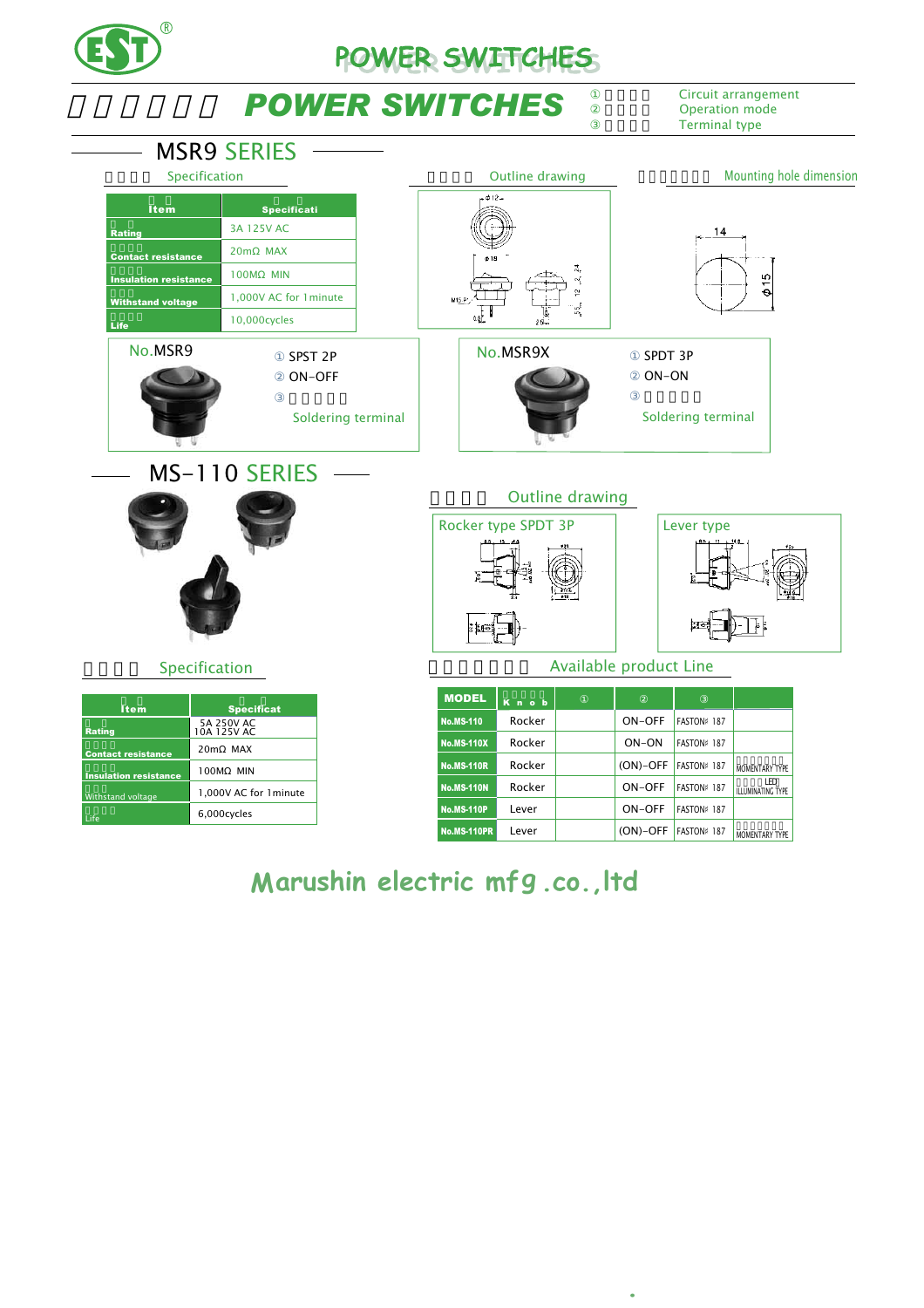# POWER SWITCHES

## POWER SWITCHES

① Circuit arrangement
② Operation mode
③ Terminal type

## MSR9 SERIES

### Specification

| Item | Specificati |
|---|---|
| Rating | 3A 125V AC |
| Contact resistance | 20mΩ MAX |
| Insulation resistance | 100MΩ MIN |
| Withstand voltage | 1,000V AC for 1minute |
| Life | 10,000cycles |

### Outline drawing

φ12
φ18
M15 P1
12
2.24
15
29

### Mounting hole dimension

14
φ15

**No.MSR9**
① SPST 2P
② ON-OFF
③ Soldering terminal

**No.MSR9X**
① SPDT 3P
② ON-ON
③ Soldering terminal

## MS-110 SERIES

### Outline drawing

Rocker type SPDT 3P

Lever type

### Specification

| Item | Specificat |
|---|---|
| Rating | 5A 250V AC<br>10A 125V AC |
| Contact resistance | 20mΩ MAX |
| Insulation resistance | 100MΩ MIN |
| Withstand voltage | 1,000V AC for 1minute |
| Life | 6,000cycles |

### Available product Line

| MODEL | Knob | ① | ② | ③ | |
|---|---|---|---|---|---|
| No.MS-110 | Rocker | | ON-OFF | FASTON# 187 | |
| No.MS-110X | Rocker | | ON-ON | FASTON# 187 | |
| No.MS-110R | Rocker | | (ON)-OFF | FASTON# 187 | MOMENTARY TYPE |
| No.MS-110N | Rocker | | ON-OFF | FASTON# 187 | LED ILLUMINATING TYPE |
| No.MS-110P | Lever | | ON-OFF | FASTON# 187 | |
| No.MS-110PR | Lever | | (ON)-OFF | FASTON# 187 | MOMENTARY TYPE |

**Marushin electric mfg.co.,ltd**